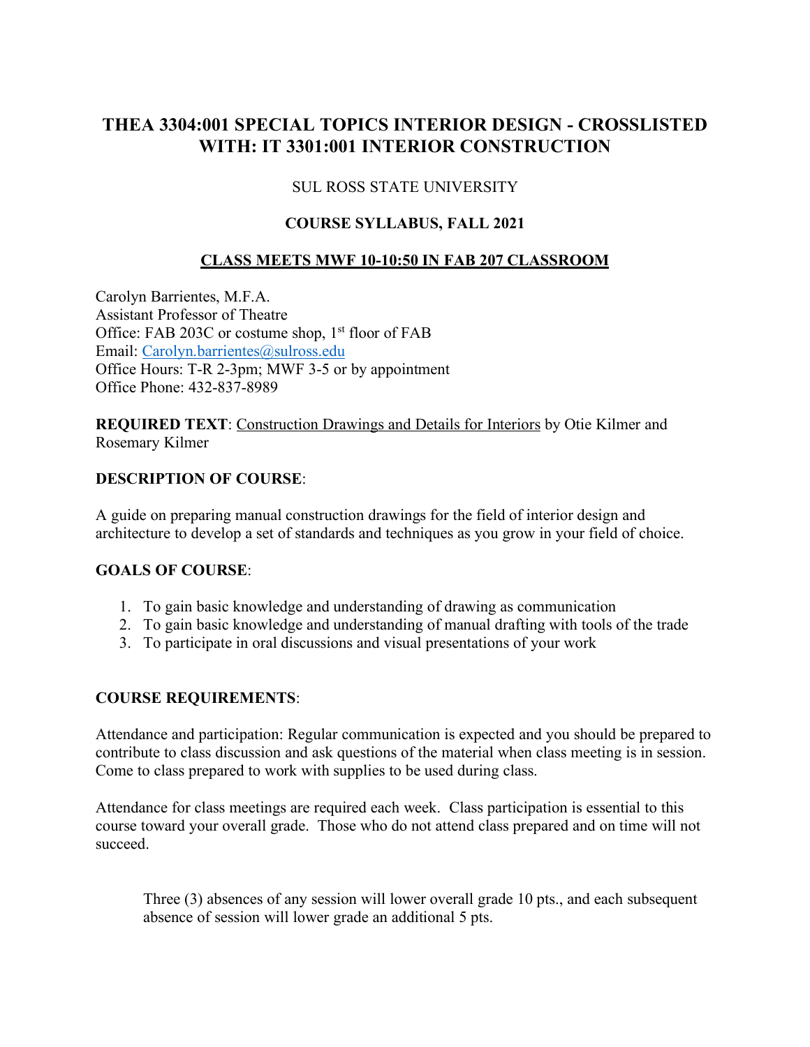# THEA 3304:001 SPECIAL TOPICS INTERIOR DESIGN - CROSSLISTED WITH: IT 3301:001 INTERIOR CONSTRUCTION

SUL ROSS STATE UNIVERSITY

**COURSE SYLLABUS, FALL 2021**

**CLASS MEETS MWF 10-10:50 IN FAB 207 CLASSROOM**

Carolyn Barrientes, M.F.A.
Assistant Professor of Theatre
Office: FAB 203C or costume shop, 1st floor of FAB
Email: Carolyn.barrientes@sulross.edu
Office Hours: T-R 2-3pm; MWF 3-5 or by appointment
Office Phone: 432-837-8989

**REQUIRED TEXT**: Construction Drawings and Details for Interiors by Otie Kilmer and Rosemary Kilmer

**DESCRIPTION OF COURSE**:

A guide on preparing manual construction drawings for the field of interior design and architecture to develop a set of standards and techniques as you grow in your field of choice.

**GOALS OF COURSE**:

1. To gain basic knowledge and understanding of drawing as communication
2. To gain basic knowledge and understanding of manual drafting with tools of the trade
3. To participate in oral discussions and visual presentations of your work

**COURSE REQUIREMENTS**:

Attendance and participation: Regular communication is expected and you should be prepared to contribute to class discussion and ask questions of the material when class meeting is in session. Come to class prepared to work with supplies to be used during class.

Attendance for class meetings are required each week. Class participation is essential to this course toward your overall grade. Those who do not attend class prepared and on time will not succeed.

> Three (3) absences of any session will lower overall grade 10 pts., and each subsequent absence of session will lower grade an additional 5 pts.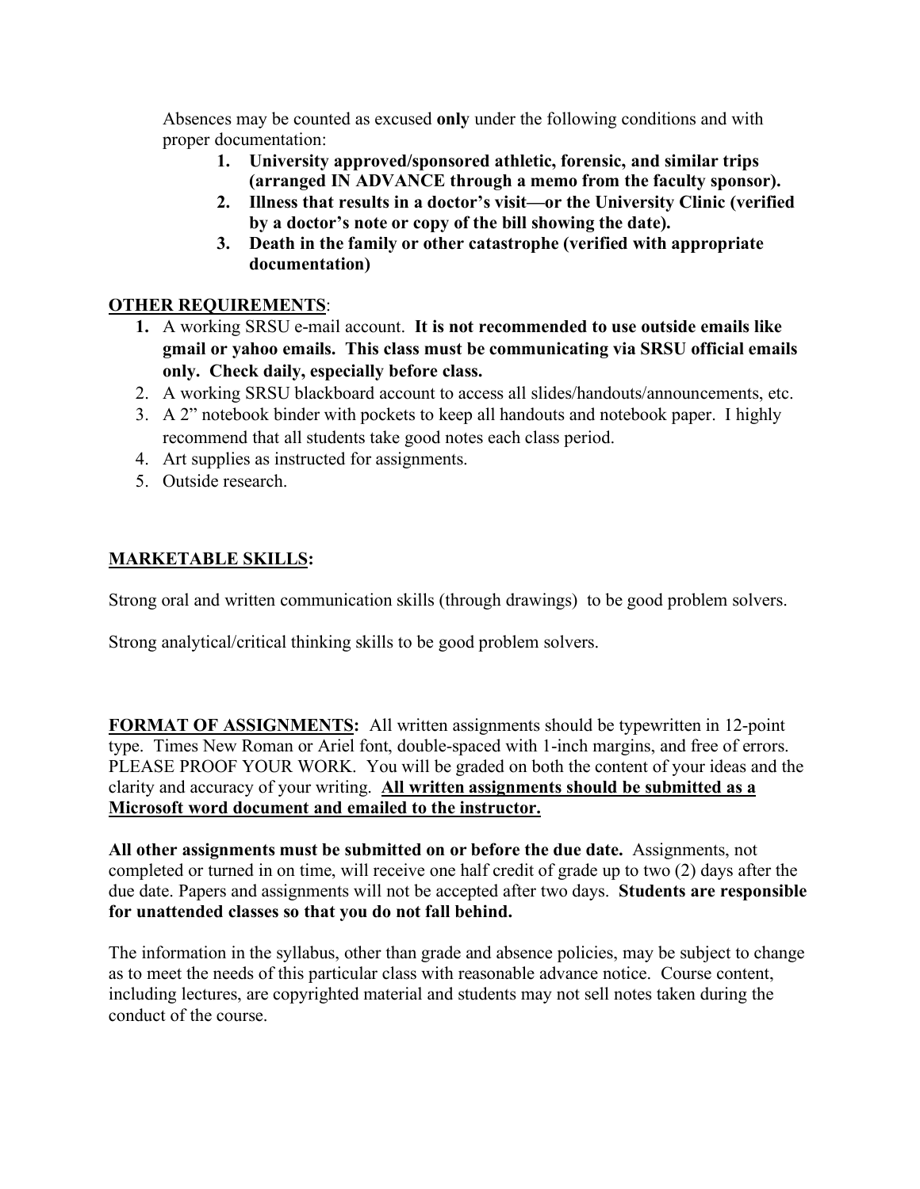Absences may be counted as excused **only** under the following conditions and with proper documentation:

1. **University approved/sponsored athletic, forensic, and similar trips (arranged IN ADVANCE through a memo from the faculty sponsor).**
2. **Illness that results in a doctor's visit—or the University Clinic (verified by a doctor's note or copy of the bill showing the date).**
3. **Death in the family or other catastrophe (verified with appropriate documentation)**

**<u>OTHER REQUIREMENTS</u>**:

1. A working SRSU e-mail account. **It is not recommended to use outside emails like gmail or yahoo emails. This class must be communicating via SRSU official emails only. Check daily, especially before class.**
2. A working SRSU blackboard account to access all slides/handouts/announcements, etc.
3. A 2" notebook binder with pockets to keep all handouts and notebook paper. I highly recommend that all students take good notes each class period.
4. Art supplies as instructed for assignments.
5. Outside research.

**<u>MARKETABLE SKILLS</u>:**

Strong oral and written communication skills (through drawings) to be good problem solvers.

Strong analytical/critical thinking skills to be good problem solvers.

**<u>FORMAT OF ASSIGNMENTS</u>:** All written assignments should be typewritten in 12-point type. Times New Roman or Ariel font, double-spaced with 1-inch margins, and free of errors. PLEASE PROOF YOUR WORK. You will be graded on both the content of your ideas and the clarity and accuracy of your writing. **<u>All written assignments should be submitted as a Microsoft word document and emailed to the instructor.</u>**

**All other assignments must be submitted on or before the due date.** Assignments, not completed or turned in on time, will receive one half credit of grade up to two (2) days after the due date. Papers and assignments will not be accepted after two days. **Students are responsible for unattended classes so that you do not fall behind.**

The information in the syllabus, other than grade and absence policies, may be subject to change as to meet the needs of this particular class with reasonable advance notice. Course content, including lectures, are copyrighted material and students may not sell notes taken during the conduct of the course.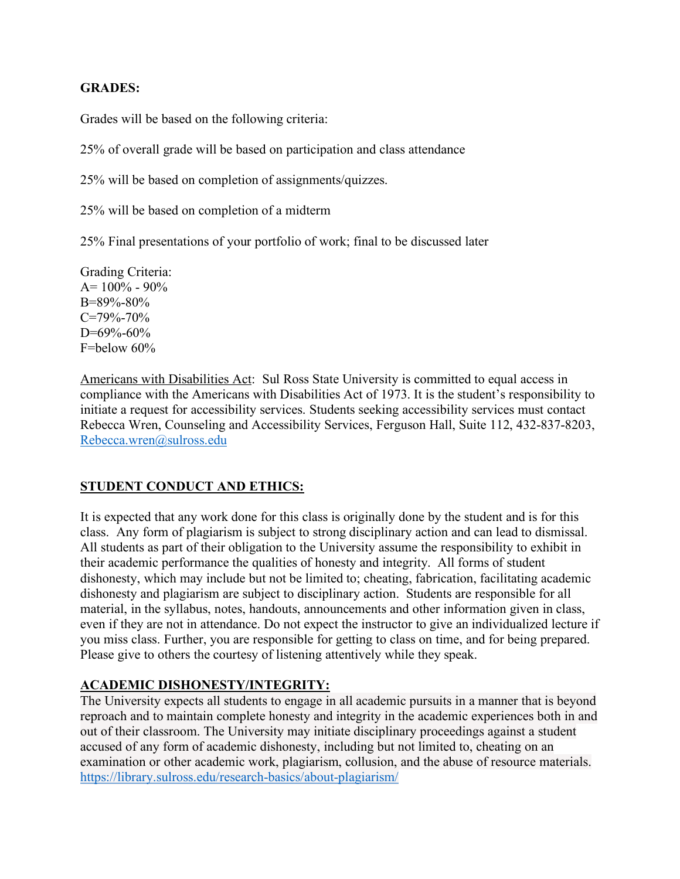**GRADES:**

Grades will be based on the following criteria:

25% of overall grade will be based on participation and class attendance

25% will be based on completion of assignments/quizzes.

25% will be based on completion of a midterm

25% Final presentations of your portfolio of work; final to be discussed later

Grading Criteria:
A= 100% - 90%
B=89%-80%
C=79%-70%
D=69%-60%
F=below 60%

Americans with Disabilities Act: Sul Ross State University is committed to equal access in compliance with the Americans with Disabilities Act of 1973. It is the student's responsibility to initiate a request for accessibility services. Students seeking accessibility services must contact Rebecca Wren, Counseling and Accessibility Services, Ferguson Hall, Suite 112, 432-837-8203, Rebecca.wren@sulross.edu

## STUDENT CONDUCT AND ETHICS:

It is expected that any work done for this class is originally done by the student and is for this class. Any form of plagiarism is subject to strong disciplinary action and can lead to dismissal. All students as part of their obligation to the University assume the responsibility to exhibit in their academic performance the qualities of honesty and integrity. All forms of student dishonesty, which may include but not be limited to; cheating, fabrication, facilitating academic dishonesty and plagiarism are subject to disciplinary action. Students are responsible for all material, in the syllabus, notes, handouts, announcements and other information given in class, even if they are not in attendance. Do not expect the instructor to give an individualized lecture if you miss class. Further, you are responsible for getting to class on time, and for being prepared. Please give to others the courtesy of listening attentively while they speak.

## ACADEMIC DISHONESTY/INTEGRITY:

The University expects all students to engage in all academic pursuits in a manner that is beyond reproach and to maintain complete honesty and integrity in the academic experiences both in and out of their classroom. The University may initiate disciplinary proceedings against a student accused of any form of academic dishonesty, including but not limited to, cheating on an examination or other academic work, plagiarism, collusion, and the abuse of resource materials.
https://library.sulross.edu/research-basics/about-plagiarism/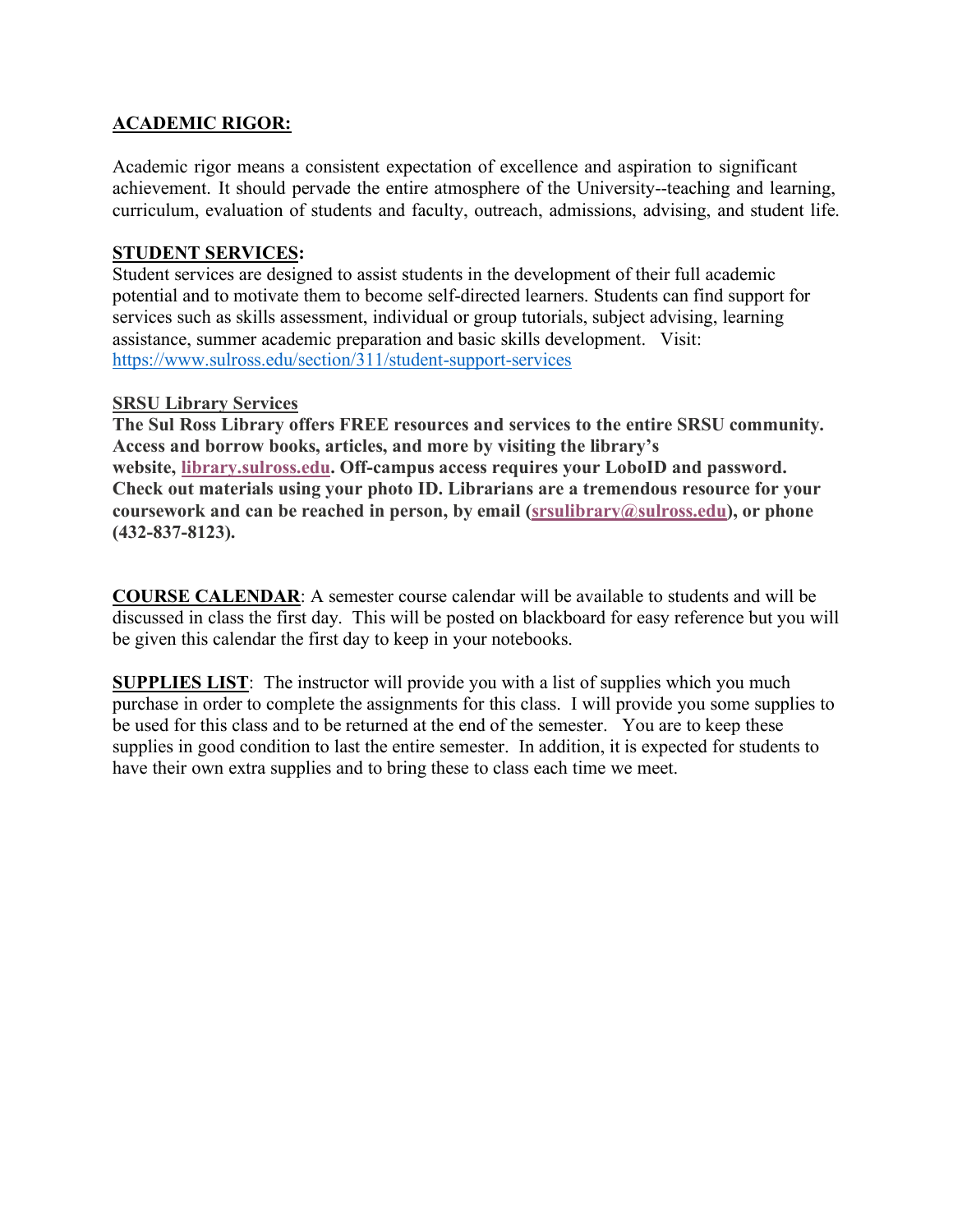**ACADEMIC RIGOR:**

Academic rigor means a consistent expectation of excellence and aspiration to significant achievement. It should pervade the entire atmosphere of the University--teaching and learning, curriculum, evaluation of students and faculty, outreach, admissions, advising, and student life.

**STUDENT SERVICES:**

Student services are designed to assist students in the development of their full academic potential and to motivate them to become self-directed learners. Students can find support for services such as skills assessment, individual or group tutorials, subject advising, learning assistance, summer academic preparation and basic skills development. Visit: https://www.sulross.edu/section/311/student-support-services

**SRSU Library Services**

**The Sul Ross Library offers FREE resources and services to the entire SRSU community. Access and borrow books, articles, and more by visiting the library's website, library.sulross.edu. Off-campus access requires your LoboID and password. Check out materials using your photo ID. Librarians are a tremendous resource for your coursework and can be reached in person, by email (srsulibrary@sulross.edu), or phone (432-837-8123).**

**COURSE CALENDAR**: A semester course calendar will be available to students and will be discussed in class the first day. This will be posted on blackboard for easy reference but you will be given this calendar the first day to keep in your notebooks.

**SUPPLIES LIST**: The instructor will provide you with a list of supplies which you much purchase in order to complete the assignments for this class. I will provide you some supplies to be used for this class and to be returned at the end of the semester. You are to keep these supplies in good condition to last the entire semester. In addition, it is expected for students to have their own extra supplies and to bring these to class each time we meet.